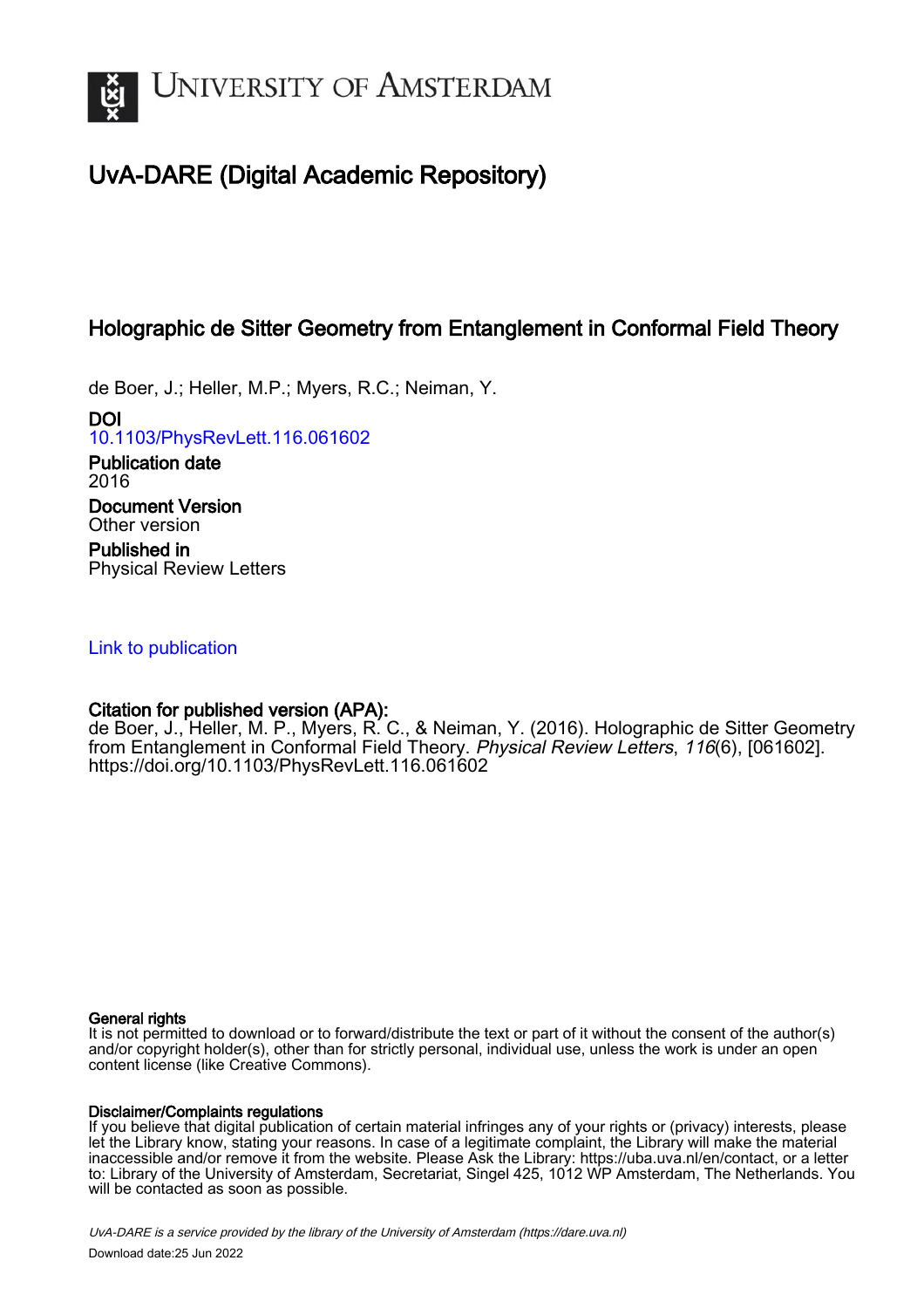UNIVERSITY OF AMSTERDAM

# UvA-DARE (Digital Academic Repository)

## Holographic de Sitter Geometry from Entanglement in Conformal Field Theory

de Boer, J.; Heller, M.P.; Myers, R.C.; Neiman, Y.

**DOI**
10.1103/PhysRevLett.116.061602

**Publication date**
2016

**Document Version**
Other version

**Published in**
Physical Review Letters

Link to publication

**Citation for published version (APA):**
de Boer, J., Heller, M. P., Myers, R. C., & Neiman, Y. (2016). Holographic de Sitter Geometry from Entanglement in Conformal Field Theory. *Physical Review Letters*, *116*(6), [061602]. https://doi.org/10.1103/PhysRevLett.116.061602

**General rights**
It is not permitted to download or to forward/distribute the text or part of it without the consent of the author(s) and/or copyright holder(s), other than for strictly personal, individual use, unless the work is under an open content license (like Creative Commons).

**Disclaimer/Complaints regulations**
If you believe that digital publication of certain material infringes any of your rights or (privacy) interests, please let the Library know, stating your reasons. In case of a legitimate complaint, the Library will make the material inaccessible and/or remove it from the website. Please Ask the Library: https://uba.uva.nl/en/contact, or a letter to: Library of the University of Amsterdam, Secretariat, Singel 425, 1012 WP Amsterdam, The Netherlands. You will be contacted as soon as possible.

*UvA-DARE is a service provided by the library of the University of Amsterdam (https://dare.uva.nl)*

Download date:25 Jun 2022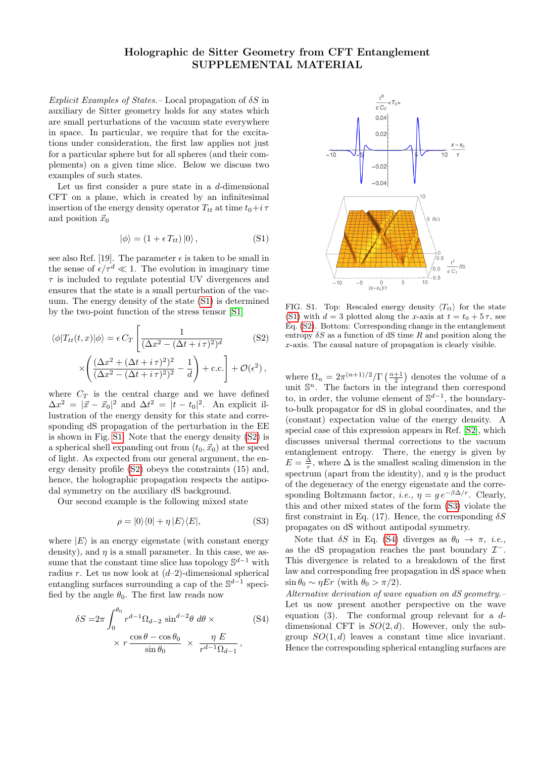# Holographic de Sitter Geometry from CFT Entanglement
## SUPPLEMENTAL MATERIAL

*Explicit Examples of States.*– Local propagation of $\delta S$ in auxiliary de Sitter geometry holds for any states which are small perturbations of the vacuum state everywhere in space. In particular, we require that for the excitations under consideration, the first law applies not just for a particular sphere but for all spheres (and their complements) on a given time slice. Below we discuss two examples of such states.

Let us first consider a pure state in a $d$-dimensional CFT on a plane, which is created by an infinitesimal insertion of the energy density operator $T_{tt}$ at time $t_0 + i\,\tau$ and position $\vec{x}_0$

$$|\phi\rangle = (1 + \epsilon\, T_{tt})\,|0\rangle\,, \tag{S1}$$

see also Ref. [19]. The parameter $\epsilon$ is taken to be small in the sense of $\epsilon/\tau^d \ll 1$. The evolution in imaginary time $\tau$ is included to regulate potential UV divergences and ensures that the state is a small perturbation of the vacuum. The energy density of the state (S1) is determined by the two-point function of the stress tensor [S1]

$$\langle\phi|T_{tt}(t,x)|\phi\rangle = \epsilon\, C_T \left[\frac{1}{(\Delta x^2 - (\Delta t + i\,\tau)^2)^d}\right. \tag{S2}$$
$$\left.\times\left(\frac{(\Delta x^2 + (\Delta t + i\,\tau)^2)^2}{(\Delta x^2 - (\Delta t + i\,\tau)^2)^2} - \frac{1}{d}\right) + \text{c.c.}\right] + \mathcal{O}(\epsilon^2)\,,$$

where $C_T$ is the central charge and we have defined $\Delta x^2 = |\vec{x} - \vec{x}_0|^2$ and $\Delta t^2 = |t - t_0|^2$. An explicit illustration of the energy density for this state and corresponding dS propagation of the perturbation in the EE is shown in Fig. S1. Note that the energy density (S2) is a spherical shell expanding out from $(t_0, \vec{x}_0)$ at the speed of light. As expected from our general argument, the energy density profile (S2) obeys the constraints (15) and, hence, the holographic propagation respects the antipodal symmetry on the auxiliary dS background.

Our second example is the following mixed state

$$\rho = |0\rangle\langle 0| + \eta\,|E\rangle\langle E|, \tag{S3}$$

where $|E\rangle$ is an energy eigenstate (with constant energy density), and $\eta$ is a small parameter. In this case, we assume that the constant time slice has topology $\mathbb{S}^{d-1}$ with radius $r$. Let us now look at $(d$–$2)$-dimensional spherical entangling surfaces surrounding a cap of the $\mathbb{S}^{d-1}$ specified by the angle $\theta_0$. The first law reads now

$$\delta S = 2\pi \int_0^{\theta_0} r^{d-1}\Omega_{d-2}\,\sin^{d-2}\theta\; d\theta\,\times \tag{S4}$$
$$\times\; r\,\frac{\cos\theta - \cos\theta_0}{\sin\theta_0} \;\times\; \frac{\eta\, E}{r^{d-1}\Omega_{d-1}}\,,$$

FIG. S1. Top: Rescaled energy density $\langle T_{tt}\rangle$ for the state (S1) with $d = 3$ plotted along the $x$-axis at $t = t_0 + 5\,\tau$, see Eq. (S2). Bottom: Corresponding change in the entanglement entropy $\delta S$ as a function of dS time $R$ and position along the $x$-axis. The causal nature of propagation is clearly visible.

where $\Omega_n = 2\pi^{(n+1)/2}/\Gamma\left(\frac{n+1}{2}\right)$ denotes the volume of a unit $\mathbb{S}^n$. The factors in the integrand then correspond to, in order, the volume element of $\mathbb{S}^{d-1}$, the boundary-to-bulk propagator for dS in global coordinates, and the (constant) expectation value of the energy density. A special case of this expression appears in Ref. [S2], which discusses universal thermal corrections to the vacuum entanglement entropy. There, the energy is given by $E = \frac{\Delta}{r}$, where $\Delta$ is the smallest scaling dimension in the spectrum (apart from the identity), and $\eta$ is the product of the degeneracy of the energy eigenstate and the corresponding Boltzmann factor, *i.e.*, $\eta = g\, e^{-\beta\Delta/r}$. Clearly, this and other mixed states of the form (S3) violate the first constraint in Eq. (17). Hence, the corresponding $\delta S$ propagates on dS without antipodal symmetry.

Note that $\delta S$ in Eq. (S4) diverges as $\theta_0 \to \pi$, *i.e.*, as the dS propagation reaches the past boundary $\mathcal{I}^-$. This divergence is related to a breakdown of the first law and corresponding free propagation in dS space when $\sin\theta_0 \sim \eta E r$ (with $\theta_0 > \pi/2$).

*Alternative derivation of wave equation on dS geometry.*– Let us now present another perspective on the wave equation (3). The conformal group relevant for a $d$-dimensional CFT is $SO(2,d)$. However, only the subgroup $SO(1,d)$ leaves a constant time slice invariant. Hence the corresponding spherical entangling surfaces are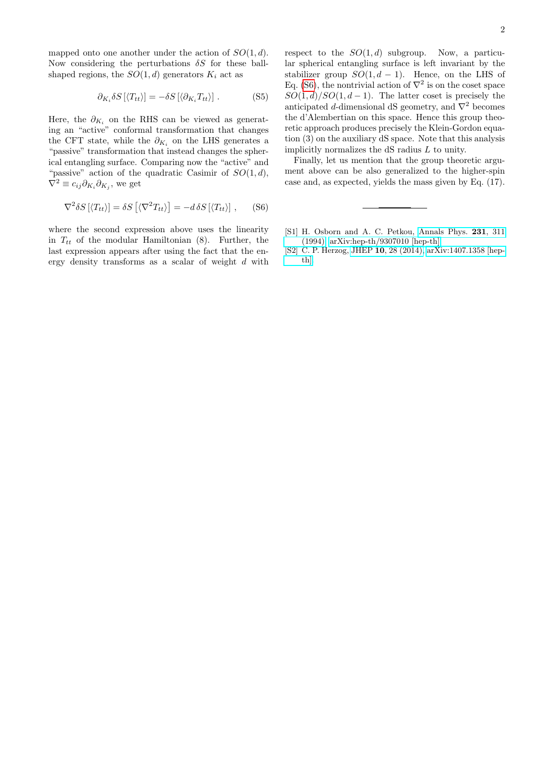mapped onto one another under the action of $SO(1,d)$. Now considering the perturbations $\delta S$ for these ball-shaped regions, the $SO(1,d)$ generators $K_i$ act as

$$\partial_{K_i} \delta S \left[\langle T_{tt} \rangle\right] = -\delta S \left[\langle \partial_{K_i} T_{tt} \rangle\right] . \tag{S5}$$

Here, the $\partial_{K_i}$ on the RHS can be viewed as generating an "active" conformal transformation that changes the CFT state, while the $\partial_{K_i}$ on the LHS generates a "passive" transformation that instead changes the spherical entangling surface. Comparing now the "active" and "passive" action of the quadratic Casimir of $SO(1,d)$, $\nabla^2 \equiv c_{ij} \partial_{K_i} \partial_{K_j}$, we get

$$\nabla^2 \delta S \left[\langle T_{tt} \rangle\right] = \delta S \left[\langle \nabla^2 T_{tt} \rangle\right] = -d \, \delta S \left[\langle T_{tt} \rangle\right] , \tag{S6}$$

where the second expression above uses the linearity in $T_{tt}$ of the modular Hamiltonian (8). Further, the last expression appears after using the fact that the energy density transforms as a scalar of weight $d$ with respect to the $SO(1,d)$ subgroup. Now, a particular spherical entangling surface is left invariant by the stabilizer group $SO(1,d-1)$. Hence, on the LHS of Eq. (S6), the nontrivial action of $\nabla^2$ is on the coset space $SO(1,d)/SO(1,d-1)$. The latter coset is precisely the anticipated $d$-dimensional dS geometry, and $\nabla^2$ becomes the d'Alembertian on this space. Hence this group theoretic approach produces precisely the Klein-Gordon equation (3) on the auxiliary dS space. Note that this analysis implicitly normalizes the dS radius $L$ to unity.

Finally, let us mention that the group theoretic argument above can be also generalized to the higher-spin case and, as expected, yields the mass given by Eq. (17).

---

[S1] H. Osborn and A. C. Petkou, Annals Phys. **231**, 311 (1994), arXiv:hep-th/9307010 [hep-th].

[S2] C. P. Herzog, JHEP **10**, 28 (2014), arXiv:1407.1358 [hep-th].